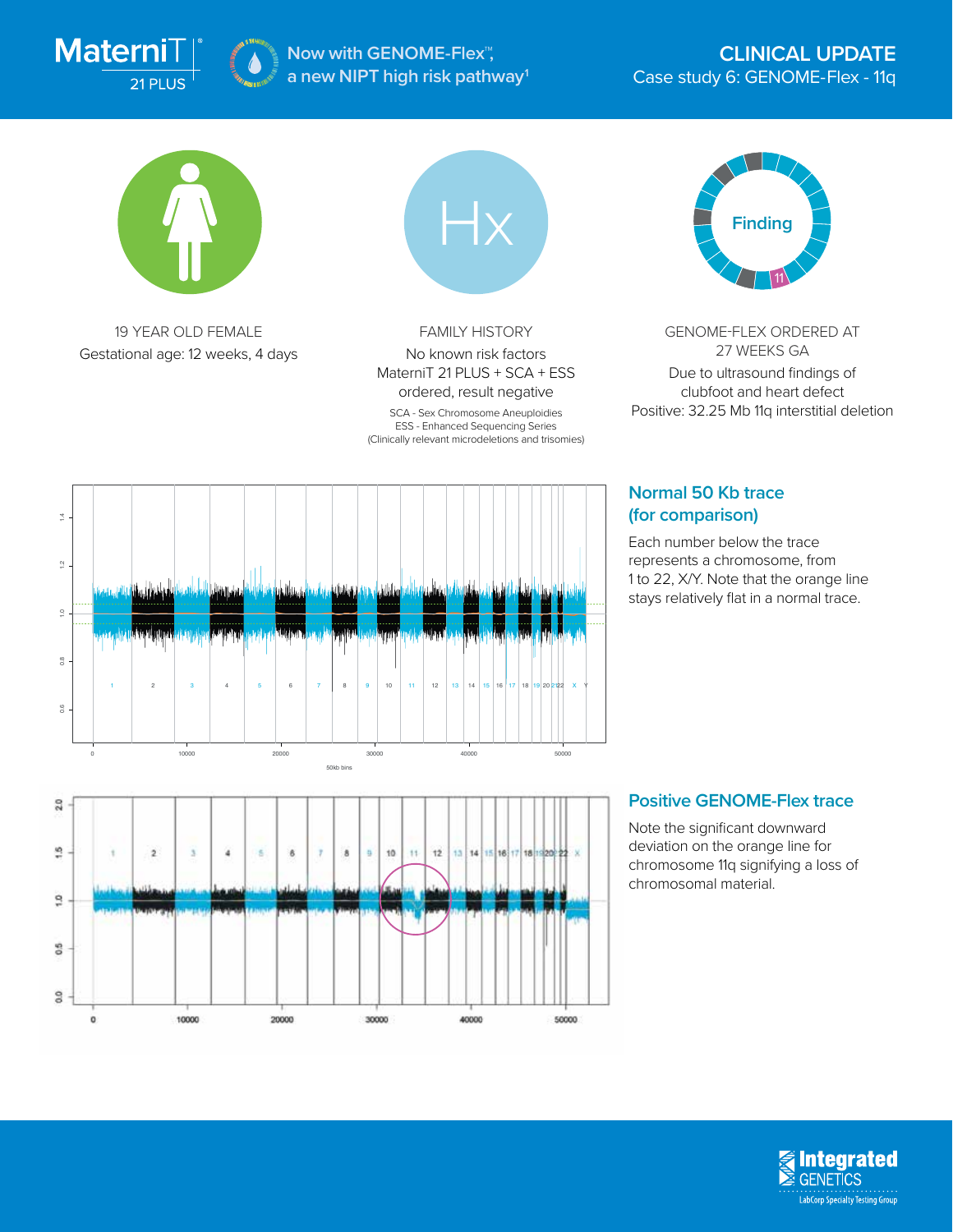MaterniT 21 PLUS

Now with GENOME-Flex™, a new NIPT high risk pathway[1]

# CLINICAL UPDATE

## Case study 6: GENOME-Flex - 11q

19 YEAR OLD FEMALE
Gestational age: 12 weeks, 4 days

FAMILY HISTORY
No known risk factors
MaterniT 21 PLUS + SCA + ESS ordered, result negative

SCA - Sex Chromosome Aneuploidies
ESS - Enhanced Sequencing Series
(Clinically relevant microdeletions and trisomies)

GENOME-FLEX ORDERED AT 27 WEEKS GA
Due to ultrasound findings of clubfoot and heart defect
Positive: 32.25 Mb 11q interstitial deletion

### Normal 50 Kb trace (for comparison)

Each number below the trace represents a chromosome, from 1 to 22, X/Y. Note that the orange line stays relatively flat in a normal trace.

### Positive GENOME-Flex trace

Note the significant downward deviation on the orange line for chromosome 11q signifying a loss of chromosomal material.

Integrated GENETICS
LabCorp Specialty Testing Group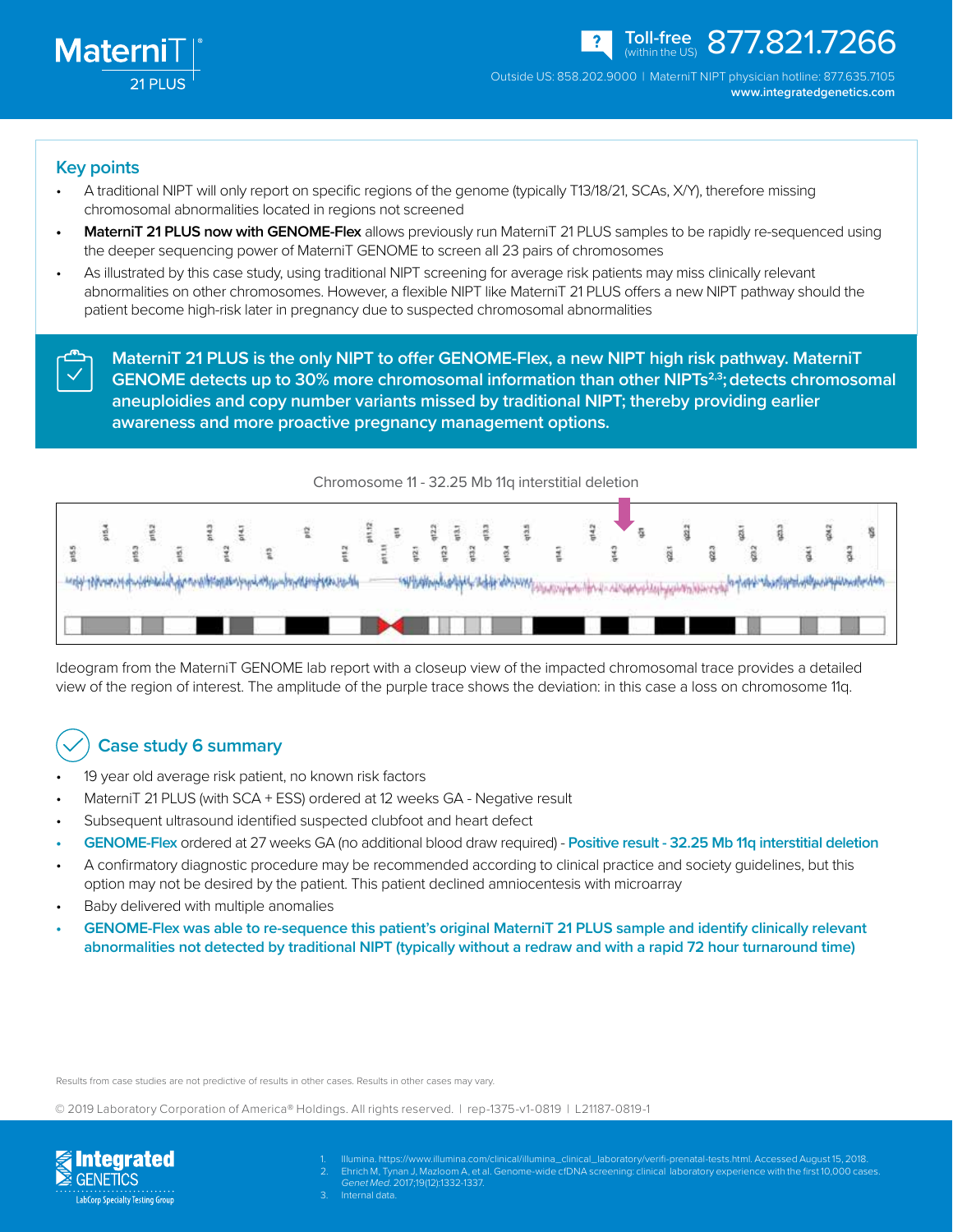MaterniT 21 PLUS

Toll-free (within the US) 877.821.7266

Outside US: 858.202.9000 | MaterniT NIPT physician hotline: 877.635.7105
www.integratedgenetics.com

## Key points

- A traditional NIPT will only report on specific regions of the genome (typically T13/18/21, SCAs, X/Y), therefore missing chromosomal abnormalities located in regions not screened
- **MaterniT 21 PLUS now with GENOME-Flex** allows previously run MaterniT 21 PLUS samples to be rapidly re-sequenced using the deeper sequencing power of MaterniT GENOME to screen all 23 pairs of chromosomes
- As illustrated by this case study, using traditional NIPT screening for average risk patients may miss clinically relevant abnormalities on other chromosomes. However, a flexible NIPT like MaterniT 21 PLUS offers a new NIPT pathway should the patient become high-risk later in pregnancy due to suspected chromosomal abnormalities

**MaterniT 21 PLUS is the only NIPT to offer GENOME-Flex, a new NIPT high risk pathway. MaterniT GENOME detects up to 30% more chromosomal information than other NIPTs[2,3]; detects chromosomal aneuploidies and copy number variants missed by traditional NIPT; thereby providing earlier awareness and more proactive pregnancy management options.**

Chromosome 11 - 32.25 Mb 11q interstitial deletion

p15.5 p15.4 p15.3 p15.2 p15.1 p14.3 p14.2 p14.1 p13 p12 p11.2 p11.12 p11.11 q11 q12.1 q12.2 q12.3 q13.1 q13.2 q13.3 q13.4 q13.5 q14.1 q14.2 q14.3 q21 q22.1 q22.2 q22.3 q23.1 q23.2 q23.3 q24.1 q24.2 q24.3 q25

Ideogram from the MaterniT GENOME lab report with a closeup view of the impacted chromosomal trace provides a detailed view of the region of interest. The amplitude of the purple trace shows the deviation: in this case a loss on chromosome 11q.

## Case study 6 summary

- 19 year old average risk patient, no known risk factors
- MaterniT 21 PLUS (with SCA + ESS) ordered at 12 weeks GA - Negative result
- Subsequent ultrasound identified suspected clubfoot and heart defect
- GENOME-Flex ordered at 27 weeks GA (no additional blood draw required) - Positive result - 32.25 Mb 11q interstitial deletion
- A confirmatory diagnostic procedure may be recommended according to clinical practice and society guidelines, but this option may not be desired by the patient. This patient declined amniocentesis with microarray
- Baby delivered with multiple anomalies
- **GENOME-Flex was able to re-sequence this patient's original MaterniT 21 PLUS sample and identify clinically relevant abnormalities not detected by traditional NIPT (typically without a redraw and with a rapid 72 hour turnaround time)**

Results from case studies are not predictive of results in other cases. Results in other cases may vary.

© 2019 Laboratory Corporation of America® Holdings. All rights reserved. | rep-1375-v1-0819 | L21187-0819-1

Integrated GENETICS
LabCorp Specialty Testing Group

1. Illumina. https://www.illumina.com/clinical/illumina_clinical_laboratory/verifi-prenatal-tests.html. Accessed August 15, 2018.
2. Ehrich M, Tynan J, Mazloom A, et al. Genome-wide cfDNA screening: clinical laboratory experience with the first 10,000 cases. *Genet Med.* 2017;19(12):1332-1337.
3. Internal data.